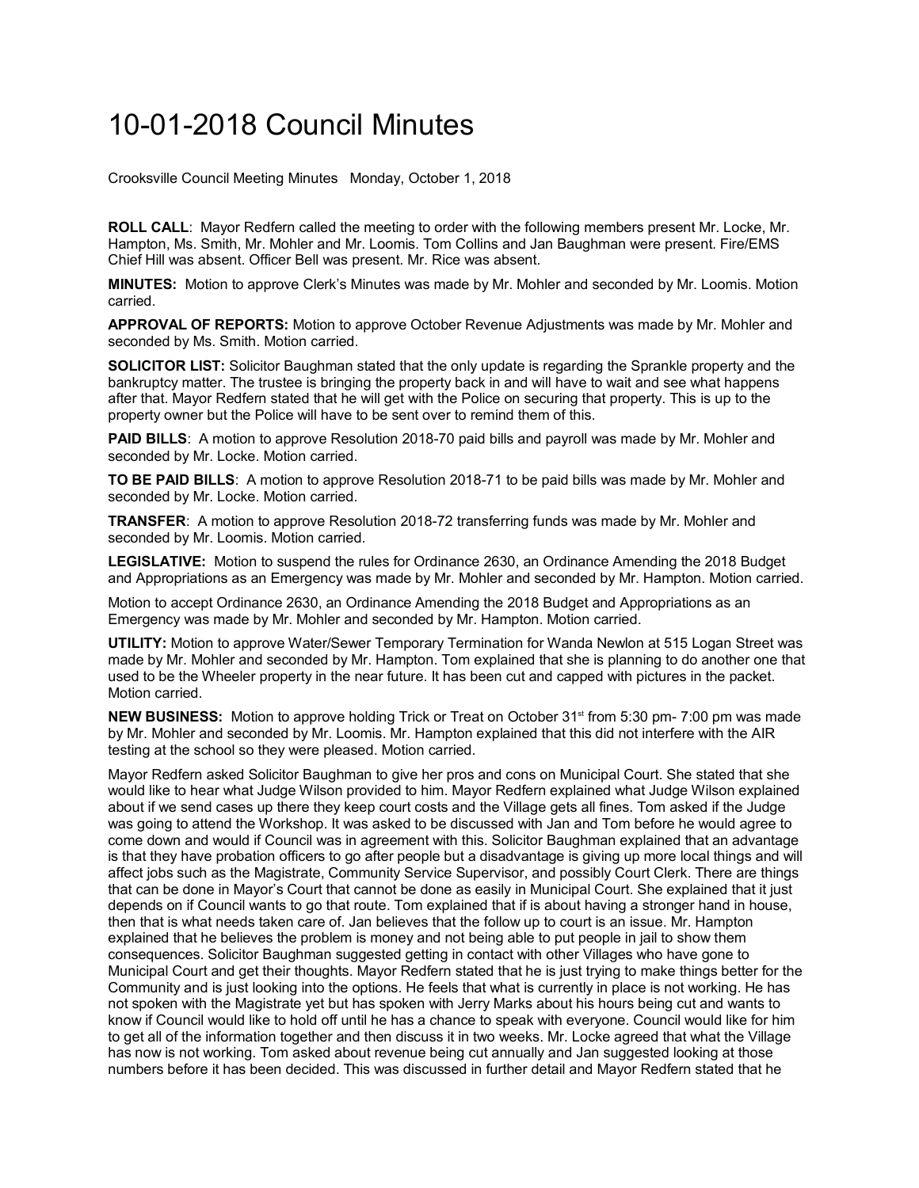# 10-01-2018 Council Minutes

Crooksville Council Meeting Minutes Monday, October 1, 2018

**ROLL CALL**: Mayor Redfern called the meeting to order with the following members present Mr. Locke, Mr. Hampton, Ms. Smith, Mr. Mohler and Mr. Loomis. Tom Collins and Jan Baughman were present. Fire/EMS Chief Hill was absent. Officer Bell was present. Mr. Rice was absent.

**MINUTES:** Motion to approve Clerk's Minutes was made by Mr. Mohler and seconded by Mr. Loomis. Motion carried.

**APPROVAL OF REPORTS:** Motion to approve October Revenue Adjustments was made by Mr. Mohler and seconded by Ms. Smith. Motion carried.

**SOLICITOR LIST:** Solicitor Baughman stated that the only update is regarding the Sprankle property and the bankruptcy matter. The trustee is bringing the property back in and will have to wait and see what happens after that. Mayor Redfern stated that he will get with the Police on securing that property. This is up to the property owner but the Police will have to be sent over to remind them of this.

**PAID BILLS**: A motion to approve Resolution 2018-70 paid bills and payroll was made by Mr. Mohler and seconded by Mr. Locke. Motion carried.

**TO BE PAID BILLS**: A motion to approve Resolution 2018-71 to be paid bills was made by Mr. Mohler and seconded by Mr. Locke. Motion carried.

**TRANSFER**: A motion to approve Resolution 2018-72 transferring funds was made by Mr. Mohler and seconded by Mr. Loomis. Motion carried.

**LEGISLATIVE:** Motion to suspend the rules for Ordinance 2630, an Ordinance Amending the 2018 Budget and Appropriations as an Emergency was made by Mr. Mohler and seconded by Mr. Hampton. Motion carried.

Motion to accept Ordinance 2630, an Ordinance Amending the 2018 Budget and Appropriations as an Emergency was made by Mr. Mohler and seconded by Mr. Hampton. Motion carried.

**UTILITY:** Motion to approve Water/Sewer Temporary Termination for Wanda Newlon at 515 Logan Street was made by Mr. Mohler and seconded by Mr. Hampton. Tom explained that she is planning to do another one that used to be the Wheeler property in the near future. It has been cut and capped with pictures in the packet. Motion carried.

**NEW BUSINESS:** Motion to approve holding Trick or Treat on October 31st from 5:30 pm- 7:00 pm was made by Mr. Mohler and seconded by Mr. Loomis. Mr. Hampton explained that this did not interfere with the AIR testing at the school so they were pleased. Motion carried.

Mayor Redfern asked Solicitor Baughman to give her pros and cons on Municipal Court. She stated that she would like to hear what Judge Wilson provided to him. Mayor Redfern explained what Judge Wilson explained about if we send cases up there they keep court costs and the Village gets all fines. Tom asked if the Judge was going to attend the Workshop. It was asked to be discussed with Jan and Tom before he would agree to come down and would if Council was in agreement with this. Solicitor Baughman explained that an advantage is that they have probation officers to go after people but a disadvantage is giving up more local things and will affect jobs such as the Magistrate, Community Service Supervisor, and possibly Court Clerk. There are things that can be done in Mayor's Court that cannot be done as easily in Municipal Court. She explained that it just depends on if Council wants to go that route. Tom explained that if is about having a stronger hand in house, then that is what needs taken care of. Jan believes that the follow up to court is an issue. Mr. Hampton explained that he believes the problem is money and not being able to put people in jail to show them consequences. Solicitor Baughman suggested getting in contact with other Villages who have gone to Municipal Court and get their thoughts. Mayor Redfern stated that he is just trying to make things better for the Community and is just looking into the options. He feels that what is currently in place is not working. He has not spoken with the Magistrate yet but has spoken with Jerry Marks about his hours being cut and wants to know if Council would like to hold off until he has a chance to speak with everyone. Council would like for him to get all of the information together and then discuss it in two weeks. Mr. Locke agreed that what the Village has now is not working. Tom asked about revenue being cut annually and Jan suggested looking at those numbers before it has been decided. This was discussed in further detail and Mayor Redfern stated that he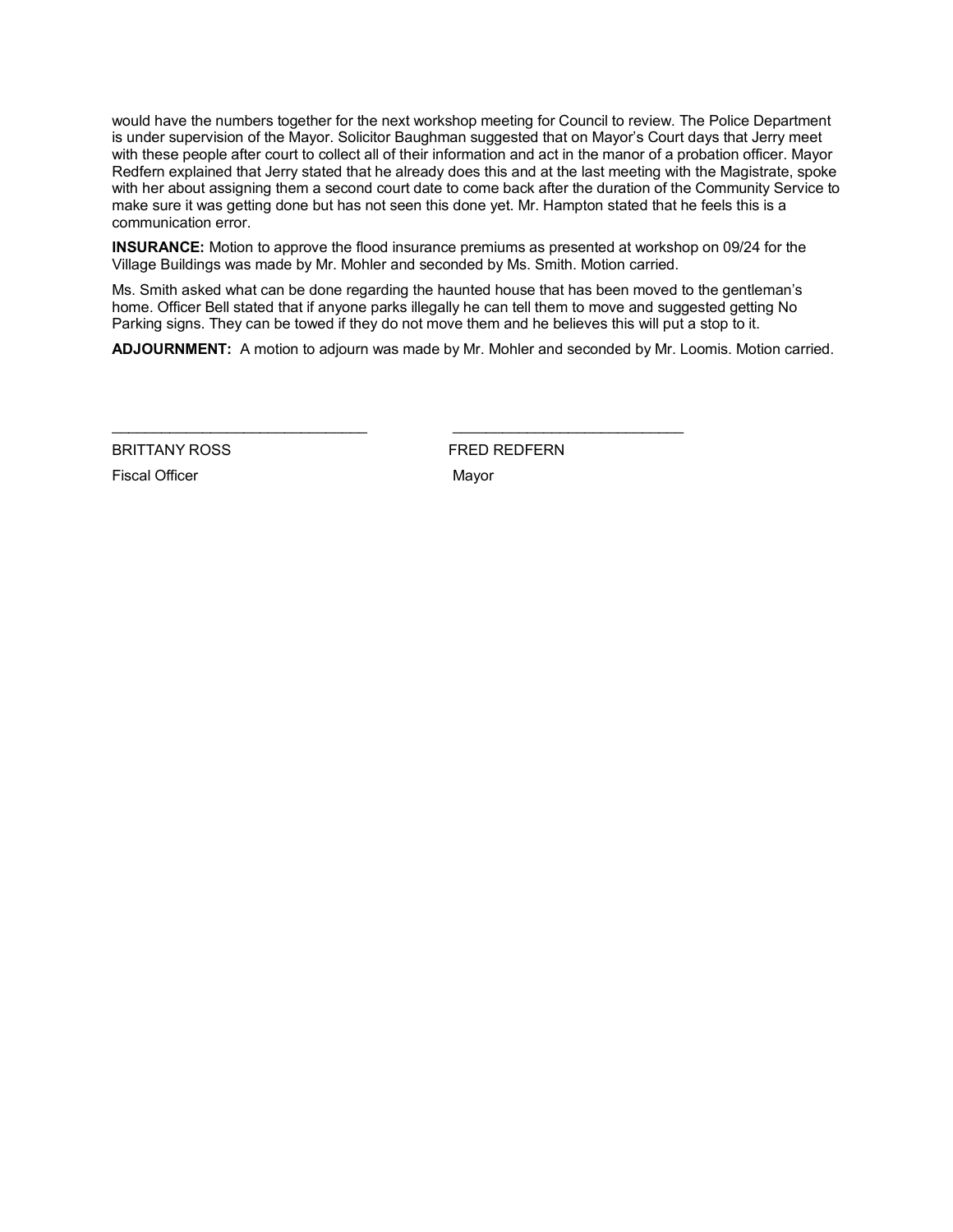would have the numbers together for the next workshop meeting for Council to review. The Police Department is under supervision of the Mayor. Solicitor Baughman suggested that on Mayor's Court days that Jerry meet with these people after court to collect all of their information and act in the manor of a probation officer. Mayor Redfern explained that Jerry stated that he already does this and at the last meeting with the Magistrate, spoke with her about assigning them a second court date to come back after the duration of the Community Service to make sure it was getting done but has not seen this done yet. Mr. Hampton stated that he feels this is a communication error.

**INSURANCE:** Motion to approve the flood insurance premiums as presented at workshop on 09/24 for the Village Buildings was made by Mr. Mohler and seconded by Ms. Smith. Motion carried.

Ms. Smith asked what can be done regarding the haunted house that has been moved to the gentleman's home. Officer Bell stated that if anyone parks illegally he can tell them to move and suggested getting No Parking signs. They can be towed if they do not move them and he believes this will put a stop to it.

**ADJOURNMENT:** A motion to adjourn was made by Mr. Mohler and seconded by Mr. Loomis. Motion carried.

\_\_\_\_\_\_\_\_\_\_\_\_\_\_\_\_\_\_\_\_\_\_\_\_\_\_\_\_\_\_ \_\_\_\_\_\_\_\_\_\_\_\_\_\_\_\_\_\_\_\_\_\_\_\_\_\_\_\_\_\_

BRITTANY ROSS FRED REDFERN

Fiscal Officer Mayor